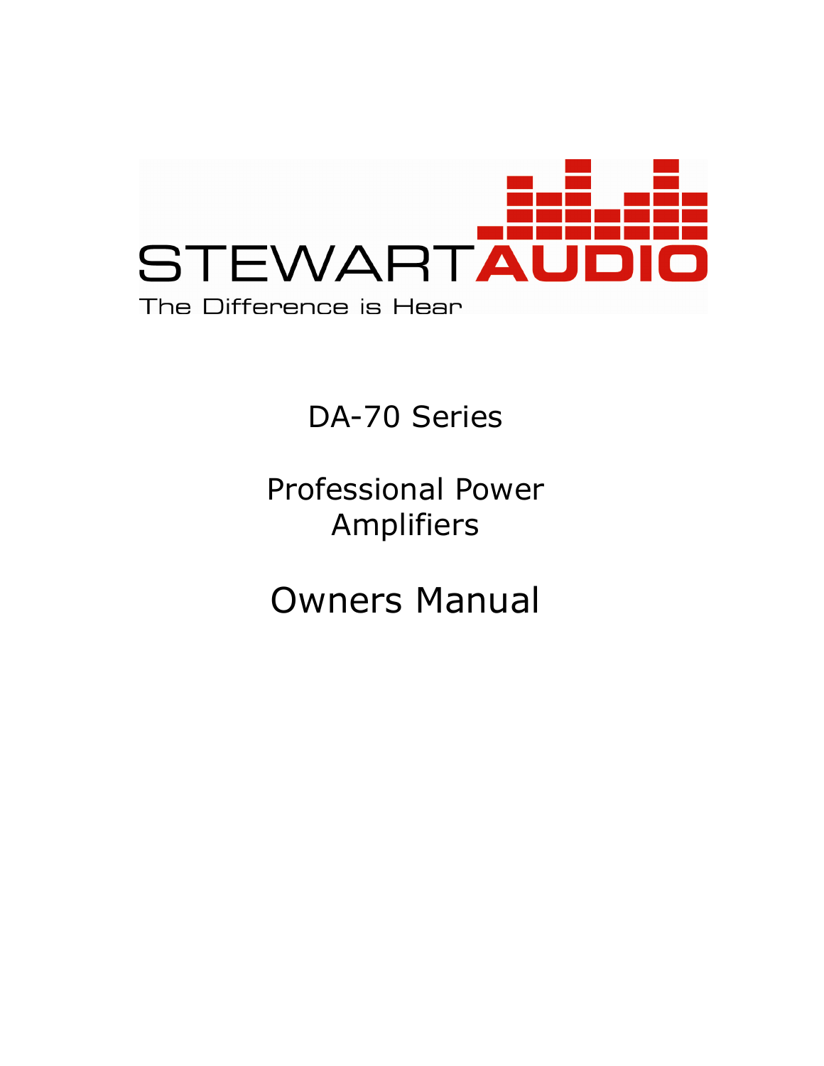STEWART AUDIO

The Difference is Hear

# DA-70 Series

## Professional Power Amplifiers

# Owners Manual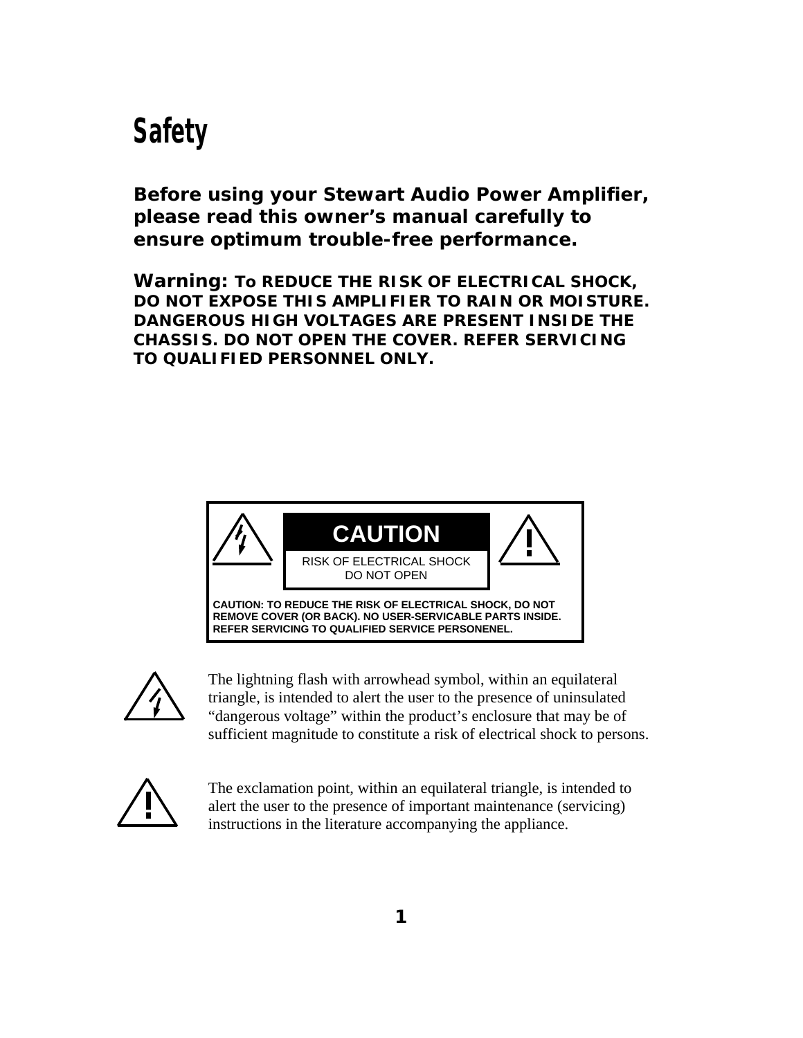# Safety

**Before using your Stewart Audio Power Amplifier, please read this owner's manual carefully to ensure optimum trouble-free performance.**

**Warning: To REDUCE THE RISK OF ELECTRICAL SHOCK, DO NOT EXPOSE THIS AMPLIFIER TO RAIN OR MOISTURE. DANGEROUS HIGH VOLTAGES ARE PRESENT INSIDE THE CHASSIS. DO NOT OPEN THE COVER. REFER SERVICING TO QUALIFIED PERSONNEL ONLY.**

**CAUTION**

RISK OF ELECTRICAL SHOCK
DO NOT OPEN

**CAUTION: TO REDUCE THE RISK OF ELECTRICAL SHOCK, DO NOT REMOVE COVER (OR BACK). NO USER-SERVICABLE PARTS INSIDE. REFER SERVICING TO QUALIFIED SERVICE PERSONENEL.**

The lightning flash with arrowhead symbol, within an equilateral triangle, is intended to alert the user to the presence of uninsulated "dangerous voltage" within the product's enclosure that may be of sufficient magnitude to constitute a risk of electrical shock to persons.

The exclamation point, within an equilateral triangle, is intended to alert the user to the presence of important maintenance (servicing) instructions in the literature accompanying the appliance.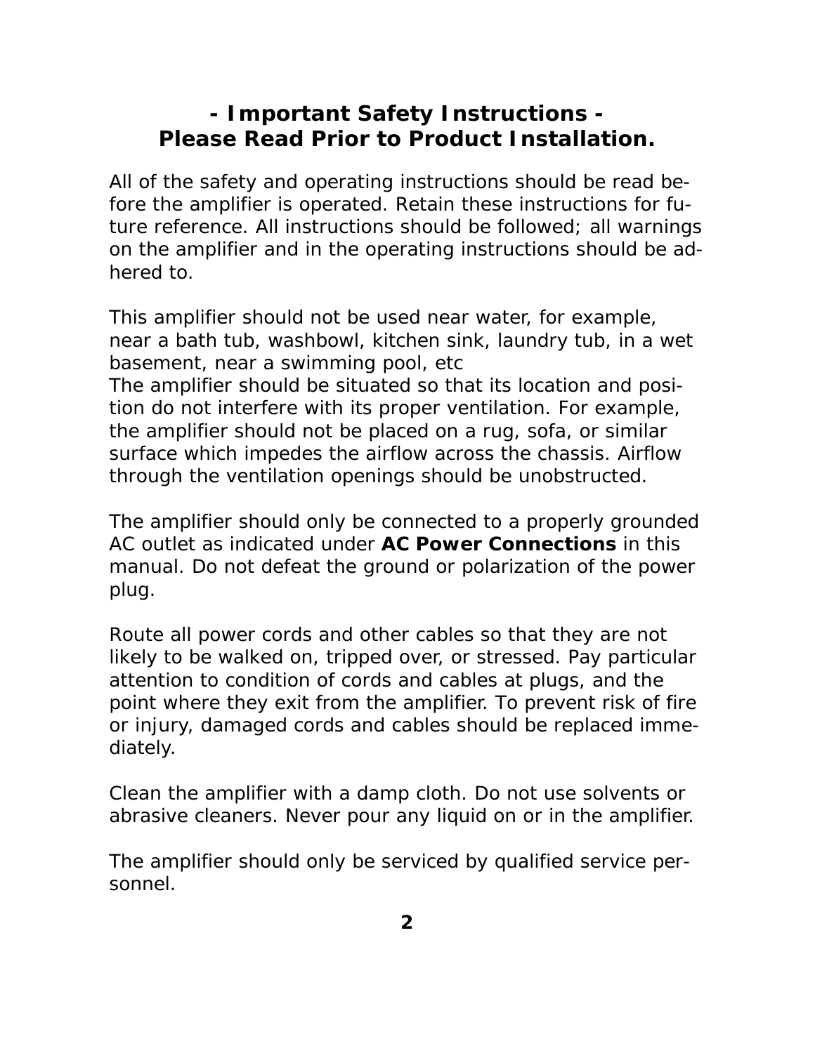## - Important Safety Instructions -
## Please Read Prior to Product Installation.

All of the safety and operating instructions should be read before the amplifier is operated. Retain these instructions for future reference. All instructions should be followed; all warnings on the amplifier and in the operating instructions should be adhered to.

This amplifier should not be used near water, for example, near a bath tub, washbowl, kitchen sink, laundry tub, in a wet basement, near a swimming pool, etc
The amplifier should be situated so that its location and position do not interfere with its proper ventilation. For example, the amplifier should not be placed on a rug, sofa, or similar surface which impedes the airflow across the chassis. Airflow through the ventilation openings should be unobstructed.

The amplifier should only be connected to a properly grounded AC outlet as indicated under **AC Power Connections** in this manual. Do not defeat the ground or polarization of the power plug.

Route all power cords and other cables so that they are not likely to be walked on, tripped over, or stressed. Pay particular attention to condition of cords and cables at plugs, and the point where they exit from the amplifier. To prevent risk of fire or injury, damaged cords and cables should be replaced immediately.

Clean the amplifier with a damp cloth. Do not use solvents or abrasive cleaners. Never pour any liquid on or in the amplifier.

The amplifier should only be serviced by qualified service personnel.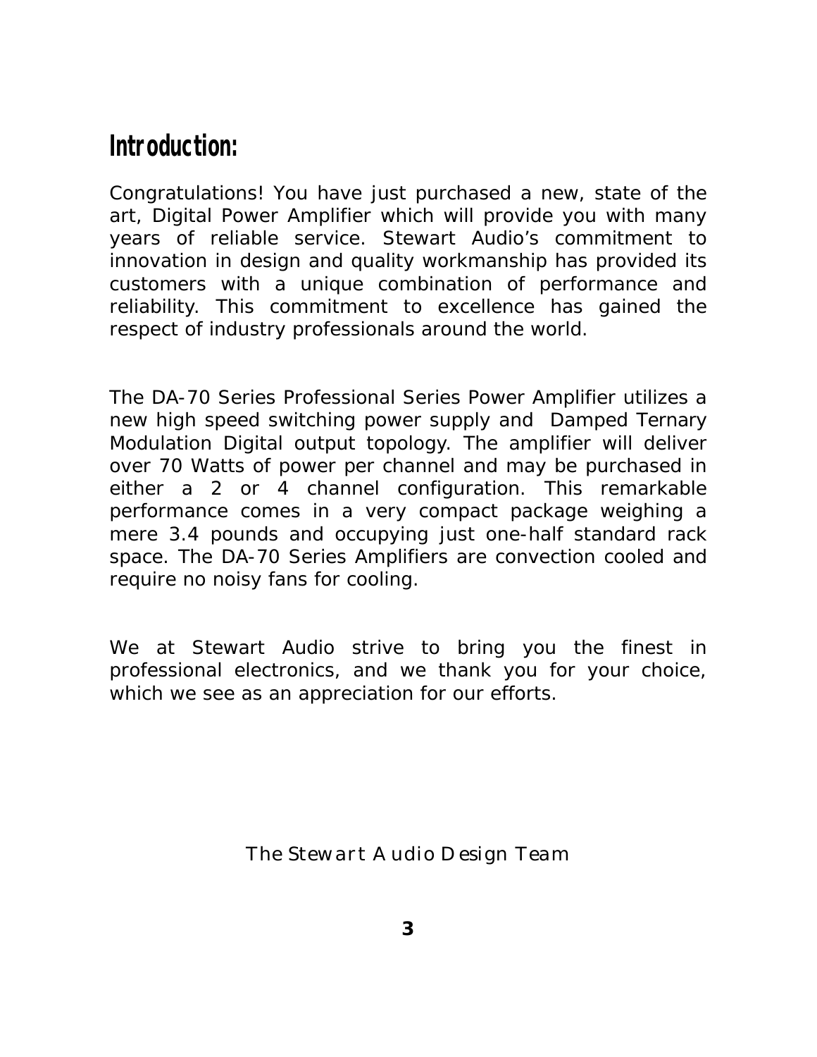# Introduction:

Congratulations! You have just purchased a new, state of the art, Digital Power Amplifier which will provide you with many years of reliable service. Stewart Audio's commitment to innovation in design and quality workmanship has provided its customers with a unique combination of performance and reliability. This commitment to excellence has gained the respect of industry professionals around the world.

The DA-70 Series Professional Series Power Amplifier utilizes a new high speed switching power supply and Damped Ternary Modulation Digital output topology. The amplifier will deliver over 70 Watts of power per channel and may be purchased in either a 2 or 4 channel configuration. This remarkable performance comes in a very compact package weighing a mere 3.4 pounds and occupying just one-half standard rack space. The DA-70 Series Amplifiers are convection cooled and require no noisy fans for cooling.

We at Stewart Audio strive to bring you the finest in professional electronics, and we thank you for your choice, which we see as an appreciation for our efforts.

*The Stewart Audio Design Team*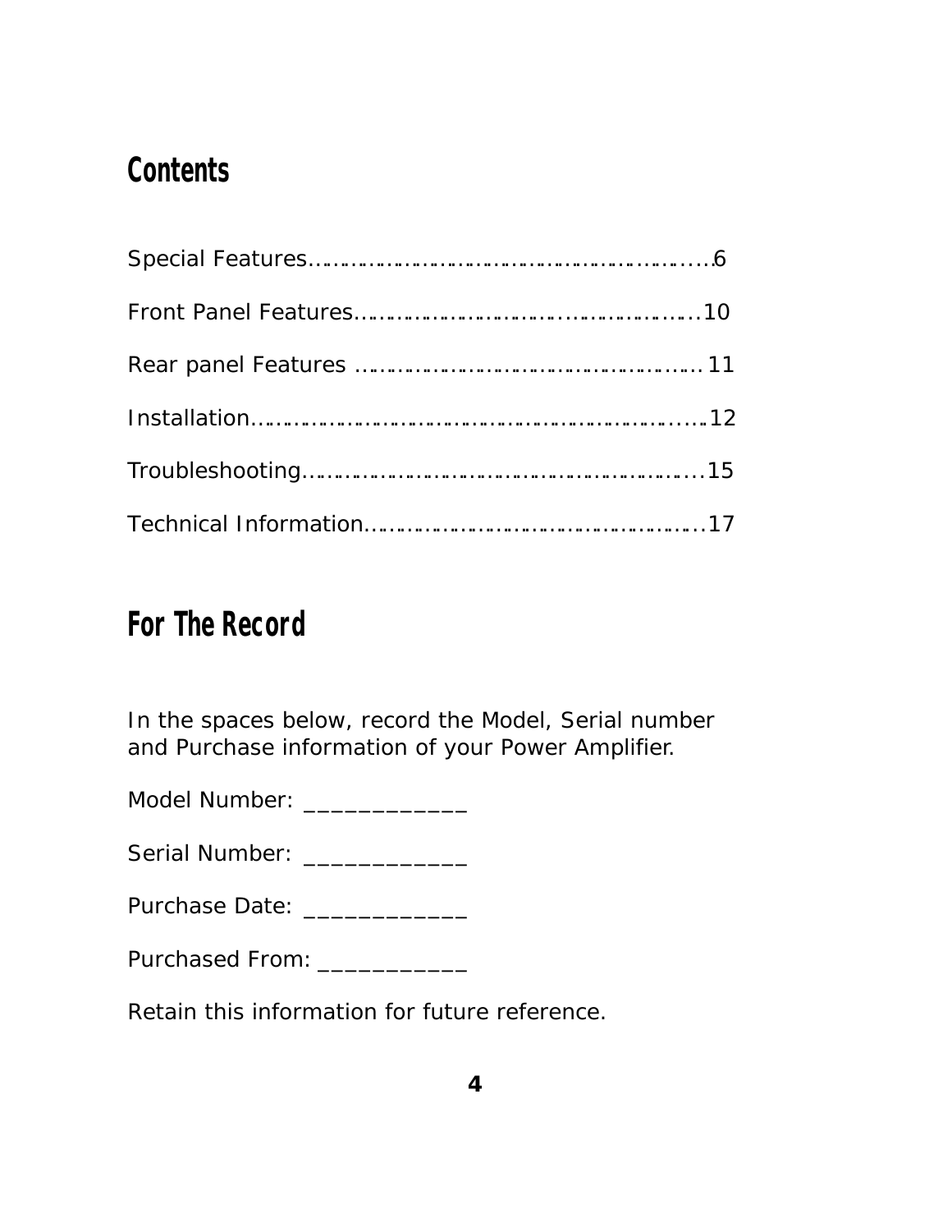## Contents

Special Features……………………………………………………………6

Front Panel Features……………………………………………………10

Rear panel Features ……………………………………………………11

Installation…………………………………………………………………12

Troubleshooting…………………………………………………………15

Technical Information…………………………………………………17

## For The Record

In the spaces below, record the Model, Serial number and Purchase information of your Power Amplifier.

Model Number: ____________

Serial Number: ____________

Purchase Date: ____________

Purchased From: ___________

Retain this information for future reference.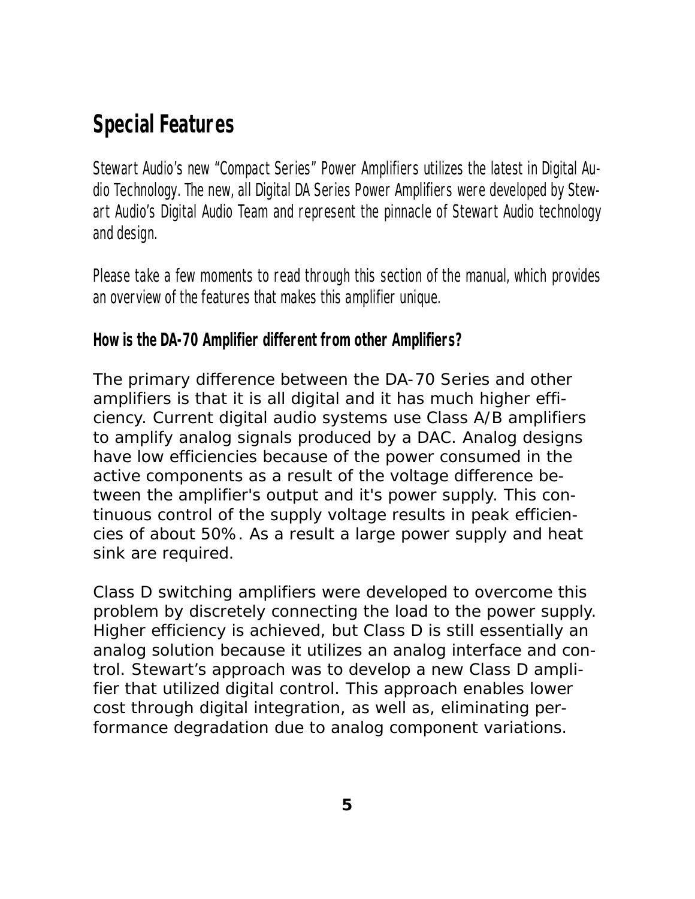# Special Features

*Stewart Audio's new "Compact Series" Power Amplifiers utilizes the latest in Digital Audio Technology. The new, all Digital DA Series Power Amplifiers were developed by Stewart Audio's Digital Audio Team and represent the pinnacle of Stewart Audio technology and design.*

*Please take a few moments to read through this section of the manual, which provides an overview of the features that makes this amplifier unique.*

### How is the DA-70 Amplifier different from other Amplifiers?

The primary difference between the DA-70 Series and other amplifiers is that it is all digital and it has much higher efficiency. Current digital audio systems use Class A/B amplifiers to amplify analog signals produced by a DAC. Analog designs have low efficiencies because of the power consumed in the active components as a result of the voltage difference between the amplifier's output and it's power supply. This continuous control of the supply voltage results in peak efficiencies of about 50%. As a result a large power supply and heat sink are required.

Class D switching amplifiers were developed to overcome this problem by discretely connecting the load to the power supply. Higher efficiency is achieved, but Class D is still essentially an analog solution because it utilizes an analog interface and control. Stewart's approach was to develop a new Class D amplifier that utilized digital control. This approach enables lower cost through digital integration, as well as, eliminating performance degradation due to analog component variations.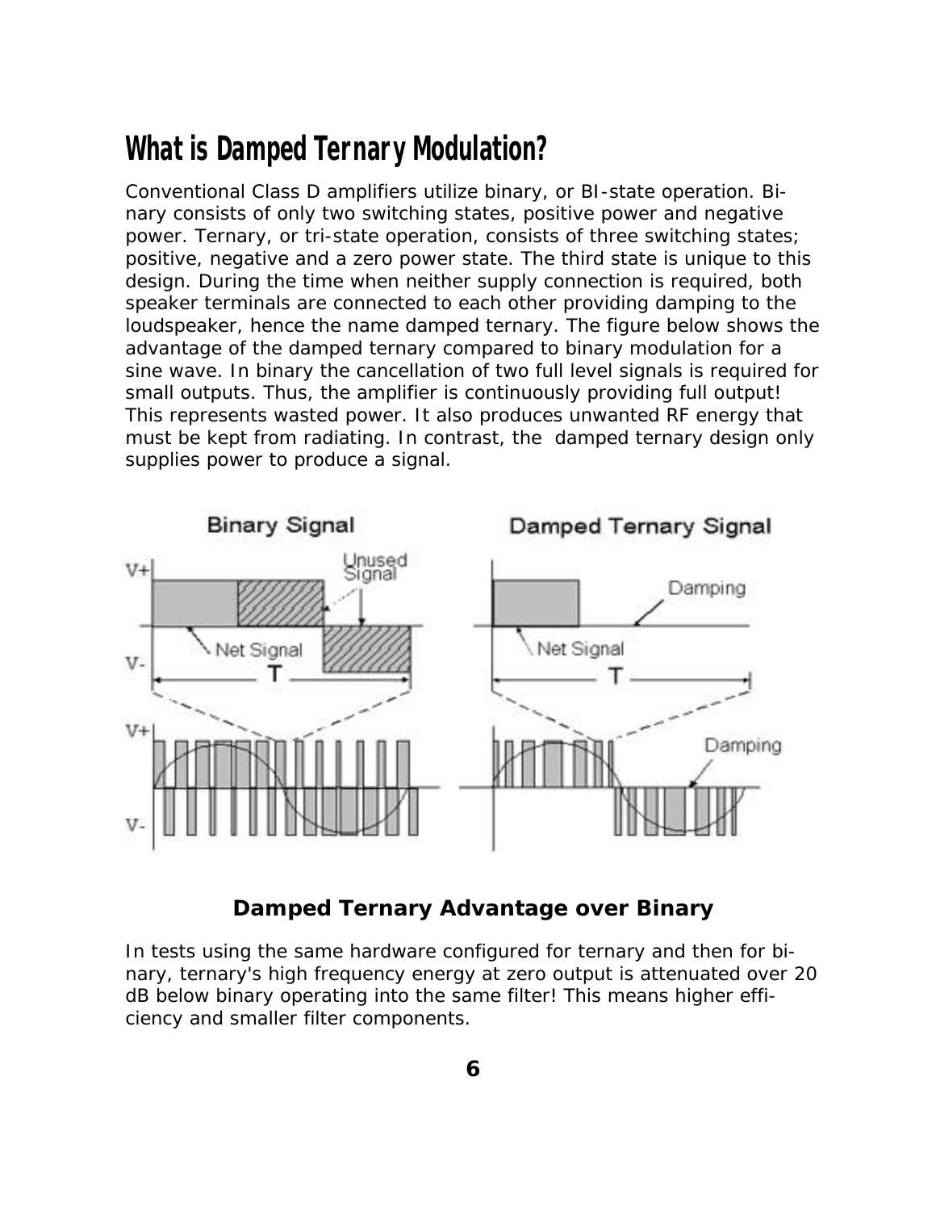# What is Damped Ternary Modulation?

Conventional Class D amplifiers utilize binary, or BI-state operation. Binary consists of only two switching states, positive power and negative power. Ternary, or tri-state operation, consists of three switching states; positive, negative and a zero power state. The third state is unique to this design. During the time when neither supply connection is required, both speaker terminals are connected to each other providing damping to the loudspeaker, hence the name damped ternary. The figure below shows the advantage of the damped ternary compared to binary modulation for a sine wave. In binary the cancellation of two full level signals is required for small outputs. Thus, the amplifier is continuously providing full output! This represents wasted power. It also produces unwanted RF energy that must be kept from radiating. In contrast, the damped ternary design only supplies power to produce a signal.

**Damped Ternary Advantage over Binary**

In tests using the same hardware configured for ternary and then for binary, ternary's high frequency energy at zero output is attenuated over 20 dB below binary operating into the same filter! This means higher efficiency and smaller filter components.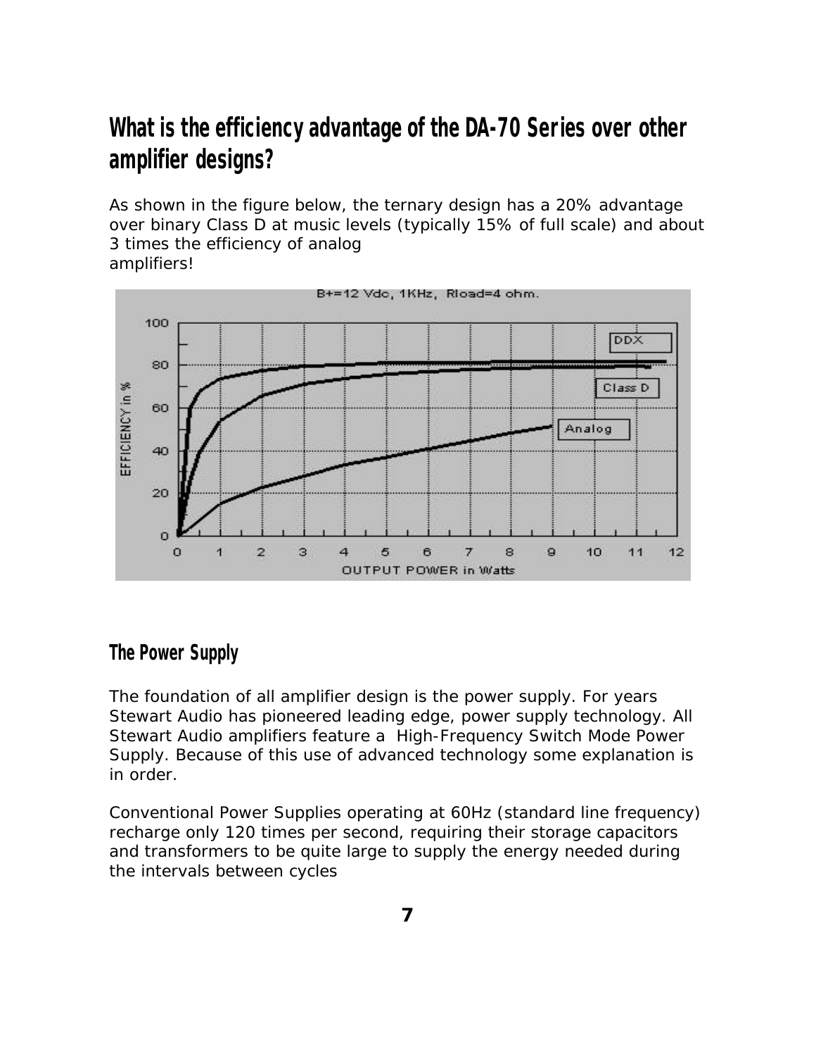## What is the efficiency advantage of the DA-70 Series over other amplifier designs?

As shown in the figure below, the ternary design has a 20% advantage over binary Class D at music levels (typically 15% of full scale) and about 3 times the efficiency of analog amplifiers!

### The Power Supply

The foundation of all amplifier design is the power supply. For years Stewart Audio has pioneered leading edge, power supply technology. All Stewart Audio amplifiers feature a High-Frequency Switch Mode Power Supply. Because of this use of advanced technology some explanation is in order.

Conventional Power Supplies operating at 60Hz (standard line frequency) recharge only 120 times per second, requiring their storage capacitors and transformers to be quite large to supply the energy needed during the intervals between cycles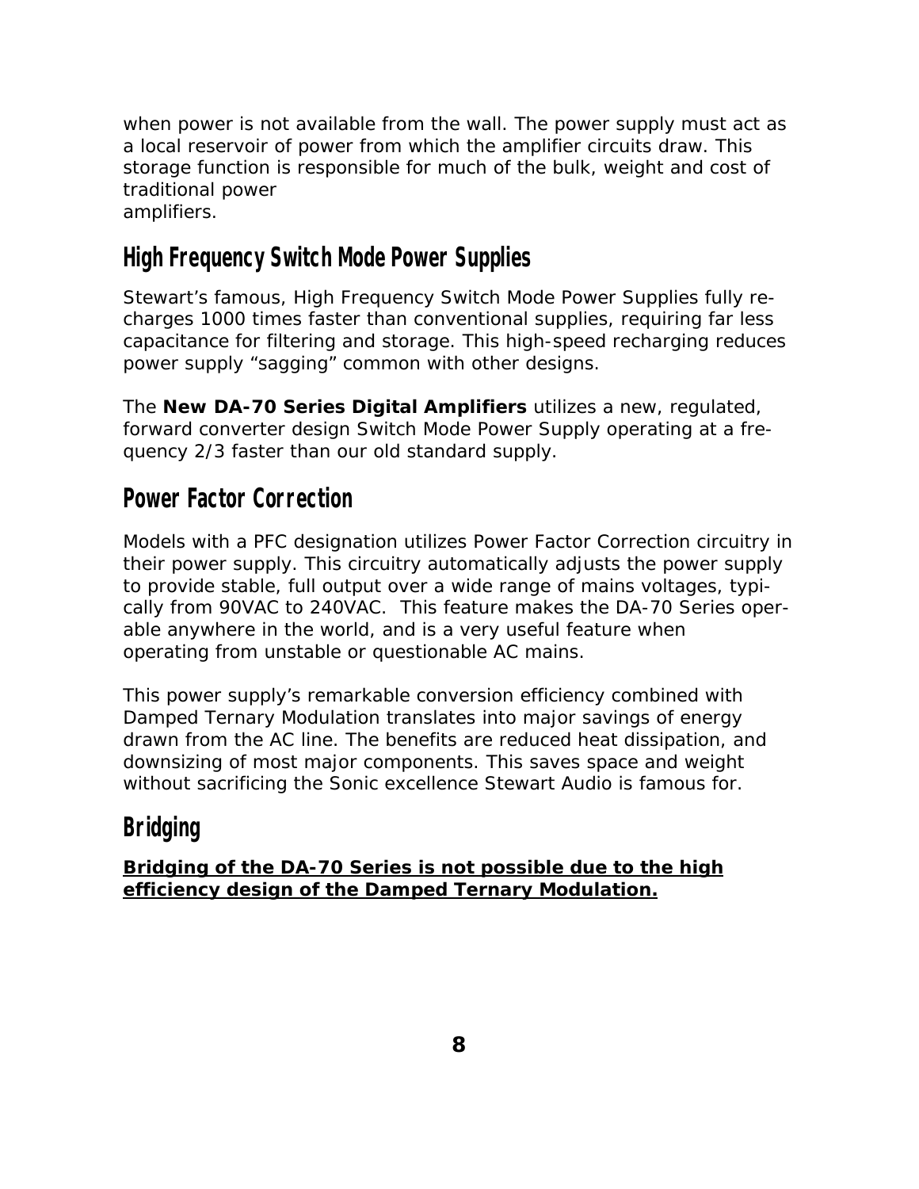when power is not available from the wall. The power supply must act as a local reservoir of power from which the amplifier circuits draw. This storage function is responsible for much of the bulk, weight and cost of traditional power amplifiers.

## High Frequency Switch Mode Power Supplies

Stewart's famous, High Frequency Switch Mode Power Supplies fully recharges 1000 times faster than conventional supplies, requiring far less capacitance for filtering and storage. This high-speed recharging reduces power supply "sagging" common with other designs.

The **New DA-70 Series Digital Amplifiers** utilizes a new, regulated, forward converter design Switch Mode Power Supply operating at a frequency 2/3 faster than our old standard supply.

## Power Factor Correction

Models with a PFC designation utilizes Power Factor Correction circuitry in their power supply. This circuitry automatically adjusts the power supply to provide stable, full output over a wide range of mains voltages, typically from 90VAC to 240VAC. This feature makes the DA-70 Series operable anywhere in the world, and is a very useful feature when operating from unstable or questionable AC mains.

This power supply's remarkable conversion efficiency combined with Damped Ternary Modulation translates into major savings of energy drawn from the AC line. The benefits are reduced heat dissipation, and downsizing of most major components. This saves space and weight without sacrificing the Sonic excellence Stewart Audio is famous for.

## Bridging

**Bridging of the DA-70 Series is not possible due to the high efficiency design of the Damped Ternary Modulation.**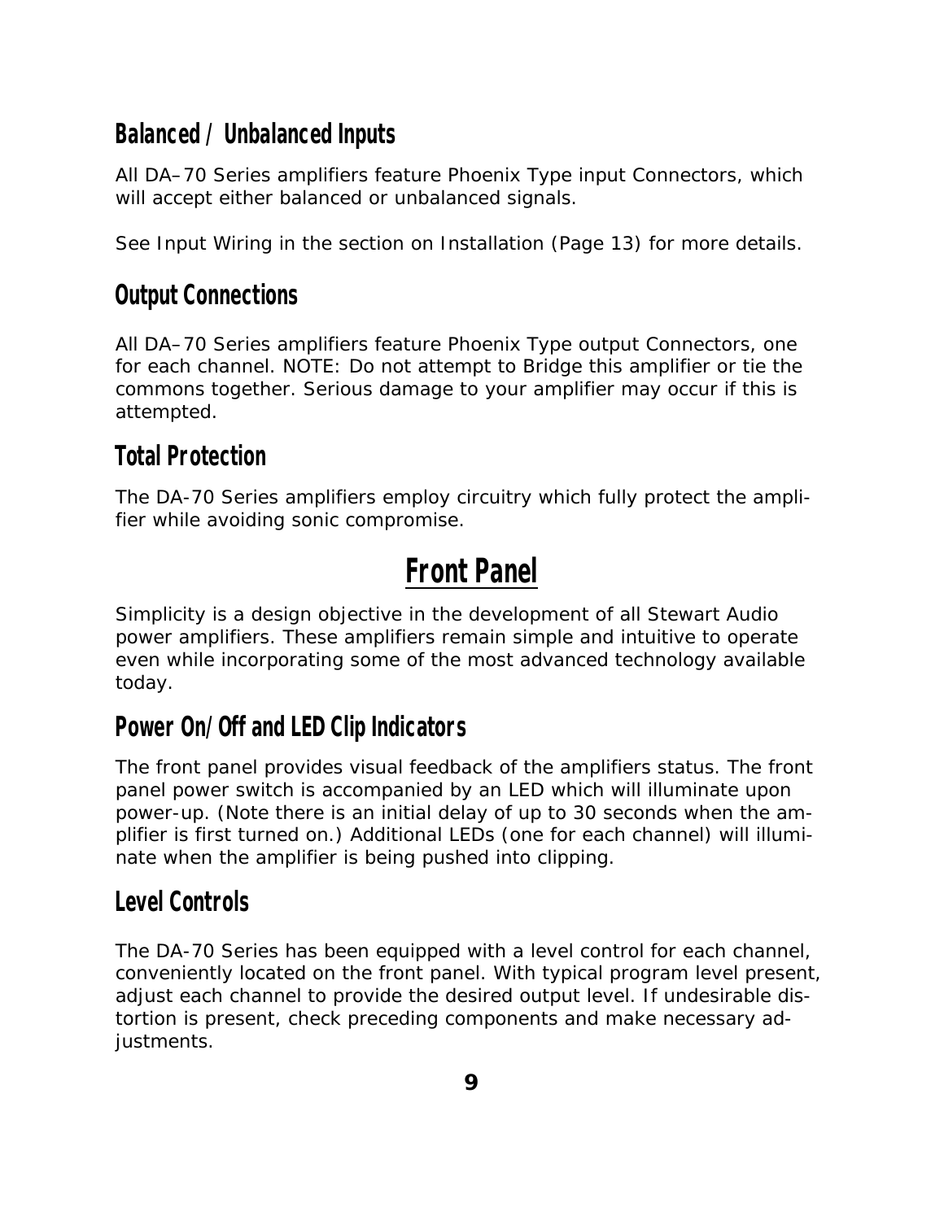## Balanced / Unbalanced Inputs

All DA–70 Series amplifiers feature Phoenix Type input Connectors, which will accept either balanced or unbalanced signals.

See Input Wiring in the section on Installation (Page 13) for more details.

## Output Connections

All DA–70 Series amplifiers feature Phoenix Type output Connectors, one for each channel. NOTE: Do not attempt to Bridge this amplifier or tie the commons together. Serious damage to your amplifier may occur if this is attempted.

## Total Protection

The DA-70 Series amplifiers employ circuitry which fully protect the amplifier while avoiding sonic compromise.

# Front Panel

Simplicity is a design objective in the development of all Stewart Audio power amplifiers. These amplifiers remain simple and intuitive to operate even while incorporating some of the most advanced technology available today.

## Power On/Off and LED Clip Indicators

The front panel provides visual feedback of the amplifiers status. The front panel power switch is accompanied by an LED which will illuminate upon power-up. (Note there is an initial delay of up to 30 seconds when the amplifier is first turned on.) Additional LEDs (one for each channel) will illuminate when the amplifier is being pushed into clipping.

## Level Controls

The DA-70 Series has been equipped with a level control for each channel, conveniently located on the front panel. With typical program level present, adjust each channel to provide the desired output level. If undesirable distortion is present, check preceding components and make necessary adjustments.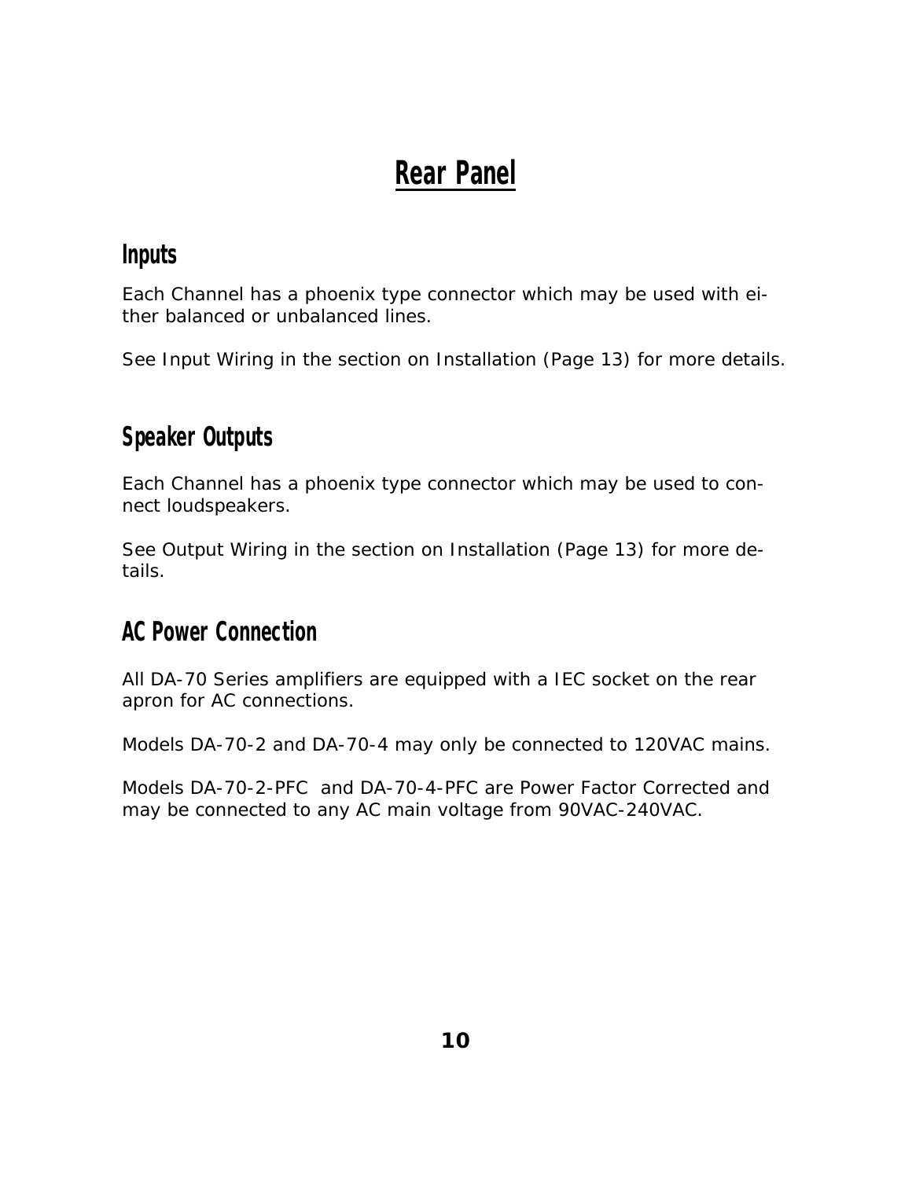# Rear Panel

## Inputs

Each Channel has a phoenix type connector which may be used with either balanced or unbalanced lines.

See Input Wiring in the section on Installation (Page 13) for more details.

## Speaker Outputs

Each Channel has a phoenix type connector which may be used to connect loudspeakers.

See Output Wiring in the section on Installation (Page 13) for more details.

## AC Power Connection

All DA-70 Series amplifiers are equipped with a IEC socket on the rear apron for AC connections.

Models DA-70-2 and DA-70-4 may only be connected to 120VAC mains.

Models DA-70-2-PFC and DA-70-4-PFC are Power Factor Corrected and may be connected to any AC main voltage from 90VAC-240VAC.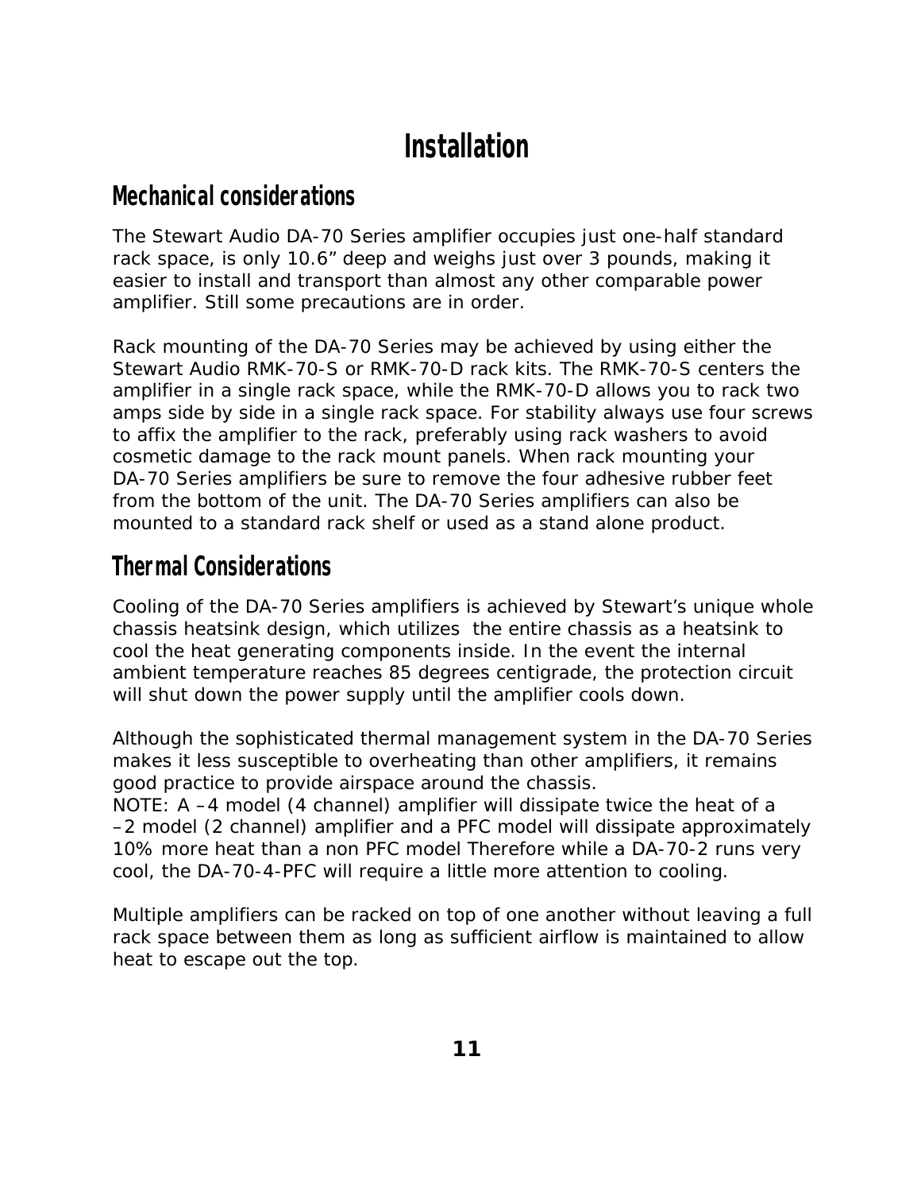# Installation

## Mechanical considerations

The Stewart Audio DA-70 Series amplifier occupies just one-half standard rack space, is only 10.6" deep and weighs just over 3 pounds, making it easier to install and transport than almost any other comparable power amplifier. Still some precautions are in order.

Rack mounting of the DA-70 Series may be achieved by using either the Stewart Audio RMK-70-S or RMK-70-D rack kits. The RMK-70-S centers the amplifier in a single rack space, while the RMK-70-D allows you to rack two amps side by side in a single rack space. For stability always use four screws to affix the amplifier to the rack, preferably using rack washers to avoid cosmetic damage to the rack mount panels. When rack mounting your DA-70 Series amplifiers be sure to remove the four adhesive rubber feet from the bottom of the unit. The DA-70 Series amplifiers can also be mounted to a standard rack shelf or used as a stand alone product.

## Thermal Considerations

Cooling of the DA-70 Series amplifiers is achieved by Stewart's unique whole chassis heatsink design, which utilizes the entire chassis as a heatsink to cool the heat generating components inside. In the event the internal ambient temperature reaches 85 degrees centigrade, the protection circuit will shut down the power supply until the amplifier cools down.

Although the sophisticated thermal management system in the DA-70 Series makes it less susceptible to overheating than other amplifiers, it remains good practice to provide airspace around the chassis.
NOTE: A –4 model (4 channel) amplifier will dissipate twice the heat of a –2 model (2 channel) amplifier and a PFC model will dissipate approximately 10% more heat than a non PFC model Therefore while a DA-70-2 runs very cool, the DA-70-4-PFC will require a little more attention to cooling.

Multiple amplifiers can be racked on top of one another without leaving a full rack space between them as long as sufficient airflow is maintained to allow heat to escape out the top.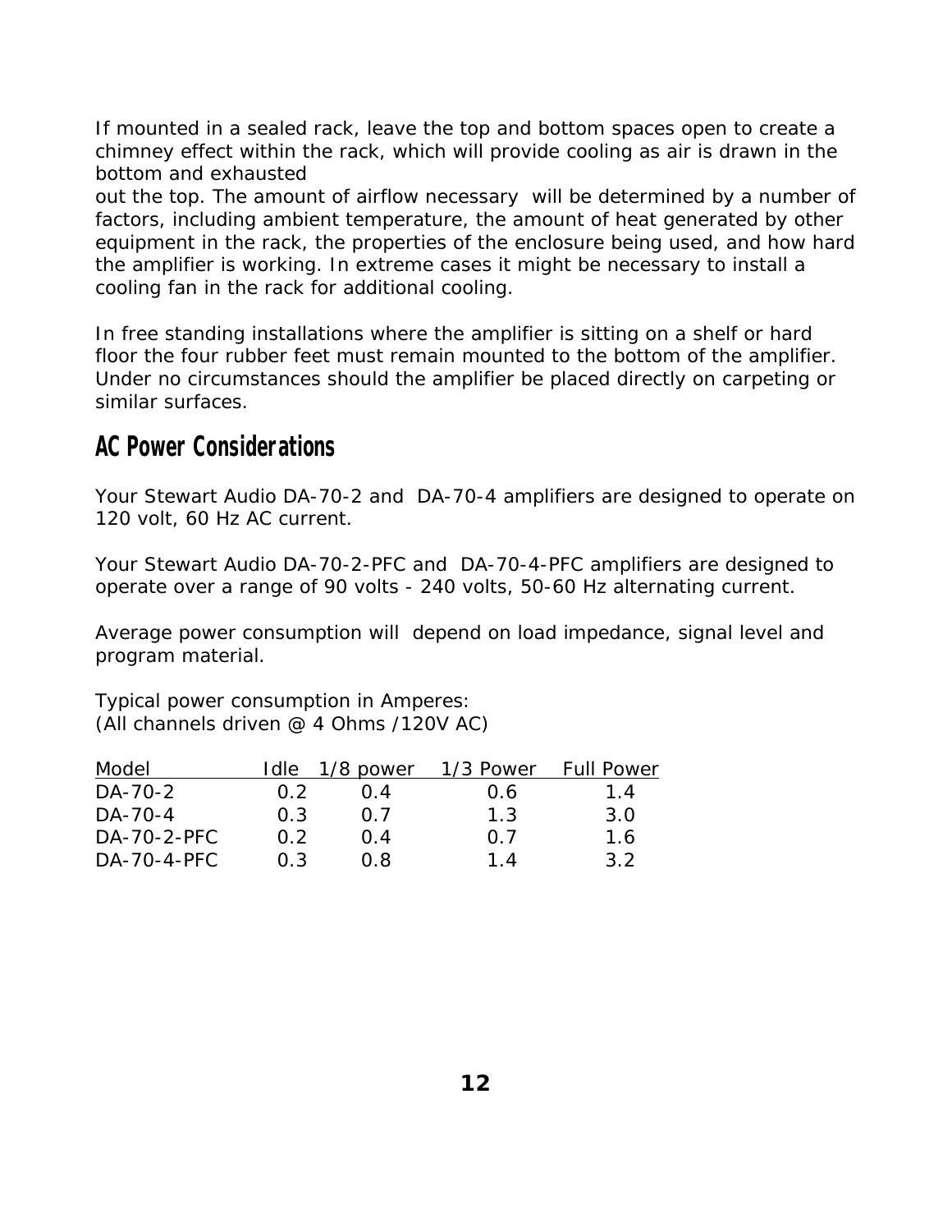If mounted in a sealed rack, leave the top and bottom spaces open to create a chimney effect within the rack, which will provide cooling as air is drawn in the bottom and exhausted out the top. The amount of airflow necessary will be determined by a number of factors, including ambient temperature, the amount of heat generated by other equipment in the rack, the properties of the enclosure being used, and how hard the amplifier is working. In extreme cases it might be necessary to install a cooling fan in the rack for additional cooling.

In free standing installations where the amplifier is sitting on a shelf or hard floor the four rubber feet must remain mounted to the bottom of the amplifier. Under no circumstances should the amplifier be placed directly on carpeting or similar surfaces.

## AC Power Considerations

Your Stewart Audio DA-70-2 and DA-70-4 amplifiers are designed to operate on 120 volt, 60 Hz AC current.

Your Stewart Audio DA-70-2-PFC and DA-70-4-PFC amplifiers are designed to operate over a range of 90 volts - 240 volts, 50-60 Hz alternating current.

Average power consumption will depend on load impedance, signal level and program material.

Typical power consumption in Amperes:
(All channels driven @ 4 Ohms /120V AC)

| Model | Idle | 1/8 power | 1/3 Power | Full Power |
|---|---|---|---|---|
| DA-70-2 | 0.2 | 0.4 | 0.6 | 1.4 |
| DA-70-4 | 0.3 | 0.7 | 1.3 | 3.0 |
| DA-70-2-PFC | 0.2 | 0.4 | 0.7 | 1.6 |
| DA-70-4-PFC | 0.3 | 0.8 | 1.4 | 3.2 |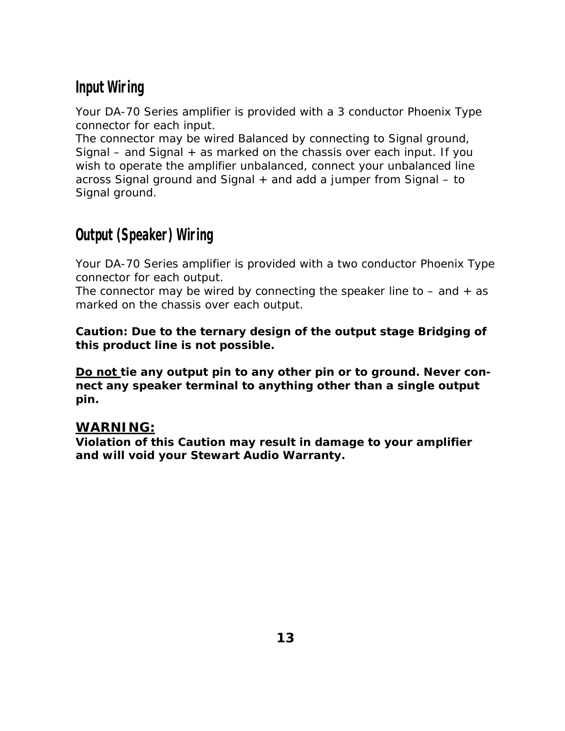## Input Wiring

Your DA-70 Series amplifier is provided with a 3 conductor Phoenix Type connector for each input.
The connector may be wired Balanced by connecting to Signal ground, Signal – and Signal + as marked on the chassis over each input. If you wish to operate the amplifier unbalanced, connect your unbalanced line across Signal ground and Signal + and add a jumper from Signal – to Signal ground.

## Output (Speaker) Wiring

Your DA-70 Series amplifier is provided with a two conductor Phoenix Type connector for each output.
The connector may be wired by connecting the speaker line to – and + as marked on the chassis over each output.

**Caution: Due to the ternary design of the output stage Bridging of this product line is not possible.**

**<u>Do not</u> tie any output pin to any other pin or to ground. Never connect any speaker terminal to anything other than a single output pin.**

**<u>WARNING:</u>**
**Violation of this Caution may result in damage to your amplifier and will void your Stewart Audio Warranty.**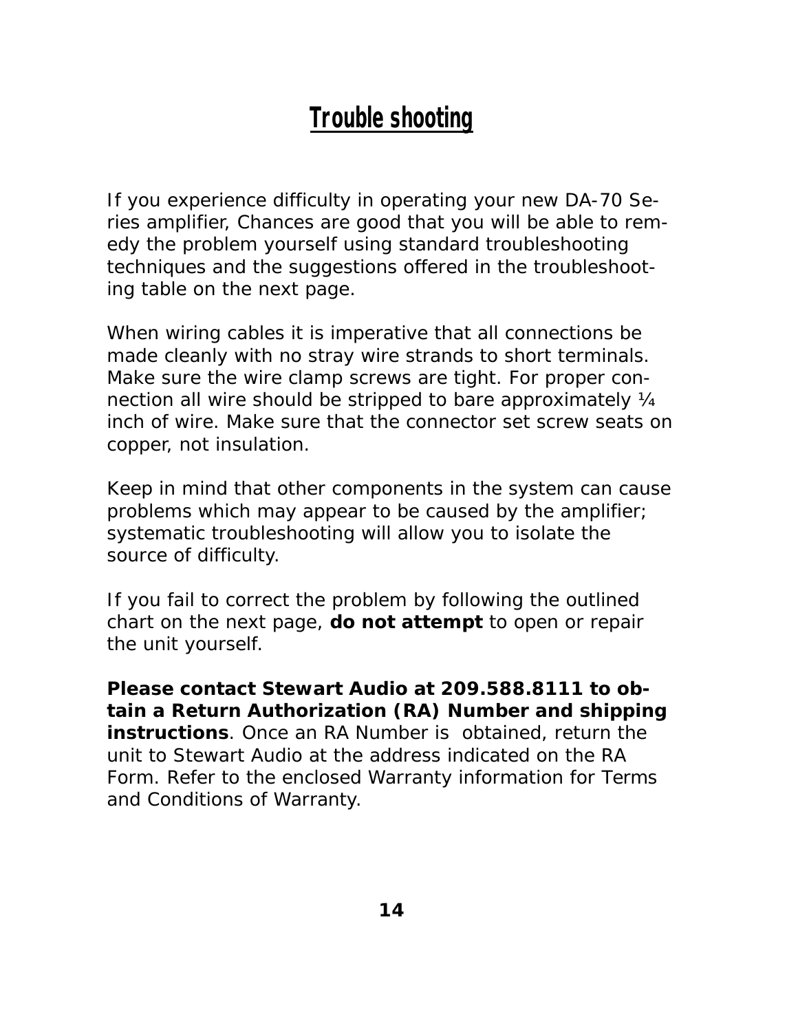# Trouble shooting

If you experience difficulty in operating your new DA-70 Series amplifier, Chances are good that you will be able to remedy the problem yourself using standard troubleshooting techniques and the suggestions offered in the troubleshooting table on the next page.

When wiring cables it is imperative that all connections be made cleanly with no stray wire strands to short terminals. Make sure the wire clamp screws are tight. For proper connection all wire should be stripped to bare approximately ¼ inch of wire. Make sure that the connector set screw seats on copper, not insulation.

Keep in mind that other components in the system can cause problems which may appear to be caused by the amplifier; systematic troubleshooting will allow you to isolate the source of difficulty.

If you fail to correct the problem by following the outlined chart on the next page, **do not attempt** to open or repair the unit yourself.

**Please contact Stewart Audio at 209.588.8111 to obtain a Return Authorization (RA) Number and shipping instructions**. Once an RA Number is obtained, return the unit to Stewart Audio at the address indicated on the RA Form. Refer to the enclosed Warranty information for Terms and Conditions of Warranty.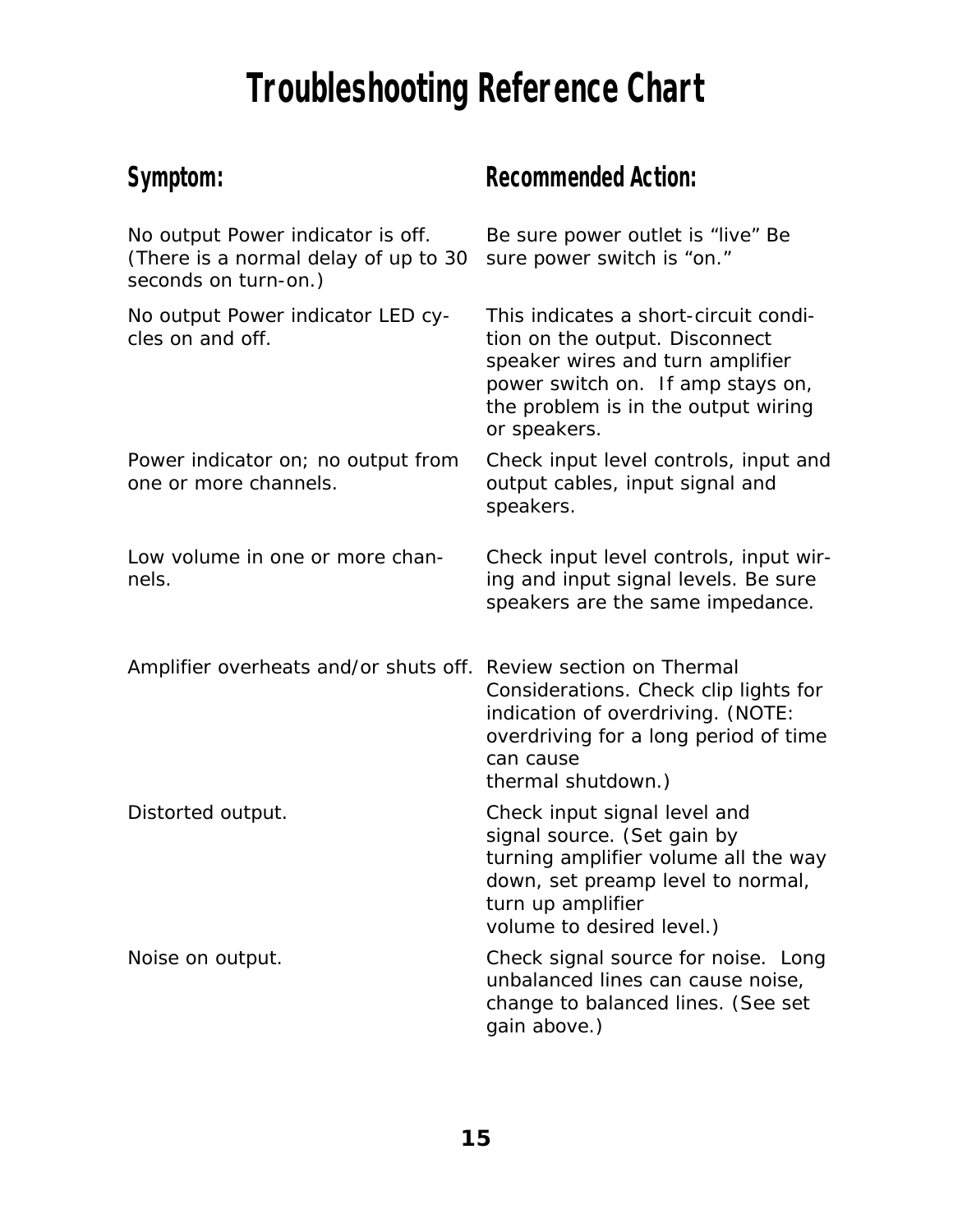# Troubleshooting Reference Chart

| Symptom: | Recommended Action: |
|---|---|
| No output Power indicator is off. (There is a normal delay of up to 30 seconds on turn-on.) | Be sure power outlet is "live" Be sure power switch is "on." |
| No output Power indicator LED cycles on and off. | This indicates a short-circuit condition on the output. Disconnect speaker wires and turn amplifier power switch on. If amp stays on, the problem is in the output wiring or speakers. |
| Power indicator on; no output from one or more channels. | Check input level controls, input and output cables, input signal and speakers. |
| Low volume in one or more channels. | Check input level controls, input wiring and input signal levels. Be sure speakers are the same impedance. |
| Amplifier overheats and/or shuts off. | Review section on Thermal Considerations. Check clip lights for indication of overdriving. (NOTE: overdriving for a long period of time can cause thermal shutdown.) |
| Distorted output. | Check input signal level and signal source. (Set gain by turning amplifier volume all the way down, set preamp level to normal, turn up amplifier volume to desired level.) |
| Noise on output. | Check signal source for noise. Long unbalanced lines can cause noise, change to balanced lines. (See set gain above.) |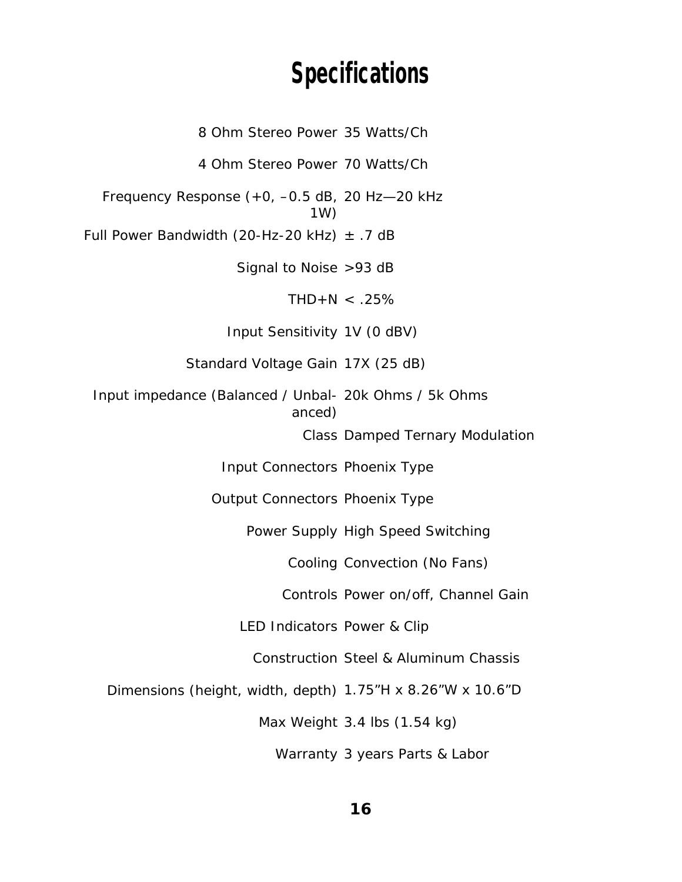# Specifications

| | |
|---|---|
| 8 Ohm Stereo Power | 35 Watts/Ch |
| 4 Ohm Stereo Power | 70 Watts/Ch |
| Frequency Response (+0, –0.5 dB, 1W) | 20 Hz—20 kHz |
| Full Power Bandwidth (20-Hz-20 kHz) | ± .7 dB |
| Signal to Noise | >93 dB |
| THD+N | < .25% |
| Input Sensitivity | 1V (0 dBV) |
| Standard Voltage Gain | 17X (25 dB) |
| Input impedance (Balanced / Unbalanced) | 20k Ohms / 5k Ohms |
| Class | Damped Ternary Modulation |
| Input Connectors | Phoenix Type |
| Output Connectors | Phoenix Type |
| Power Supply | High Speed Switching |
| Cooling | Convection (No Fans) |
| Controls | Power on/off, Channel Gain |
| LED Indicators | Power & Clip |
| Construction | Steel & Aluminum Chassis |
| Dimensions (height, width, depth) | 1.75”H x 8.26”W x 10.6”D |
| Max Weight | 3.4 lbs (1.54 kg) |
| Warranty | 3 years Parts & Labor |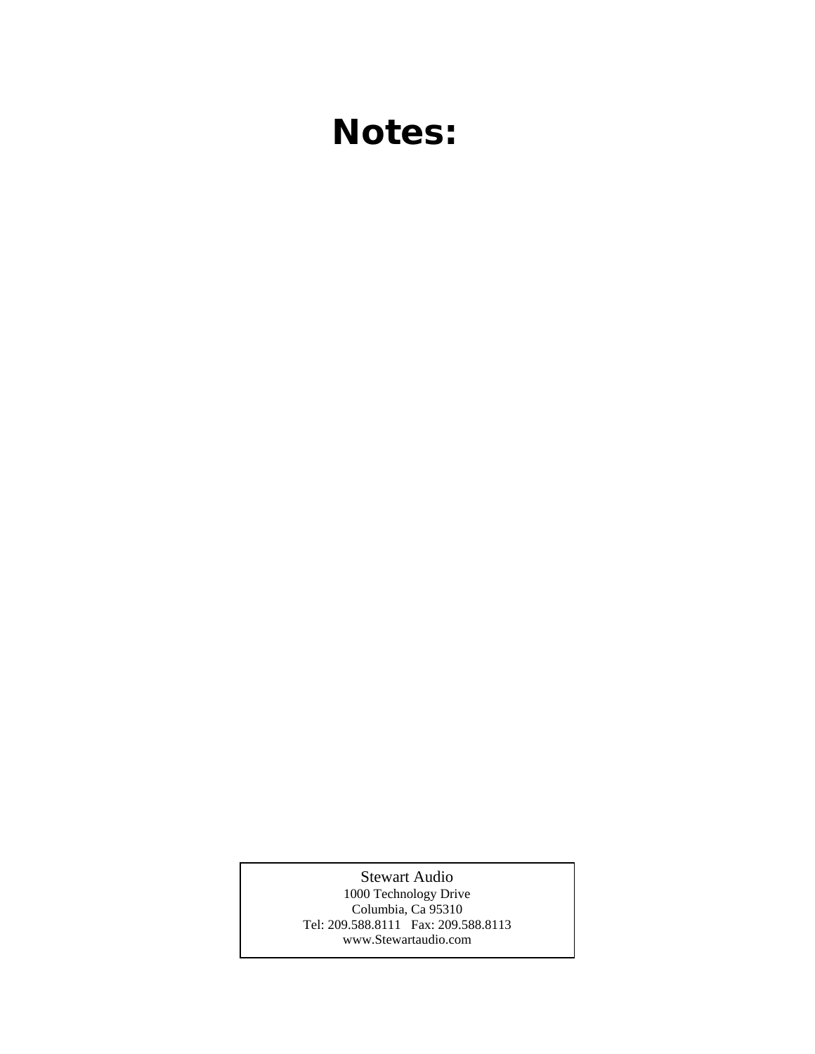# Notes:

Stewart Audio
1000 Technology Drive
Columbia, Ca 95310
Tel: 209.588.8111   Fax: 209.588.8113
www.Stewartaudio.com